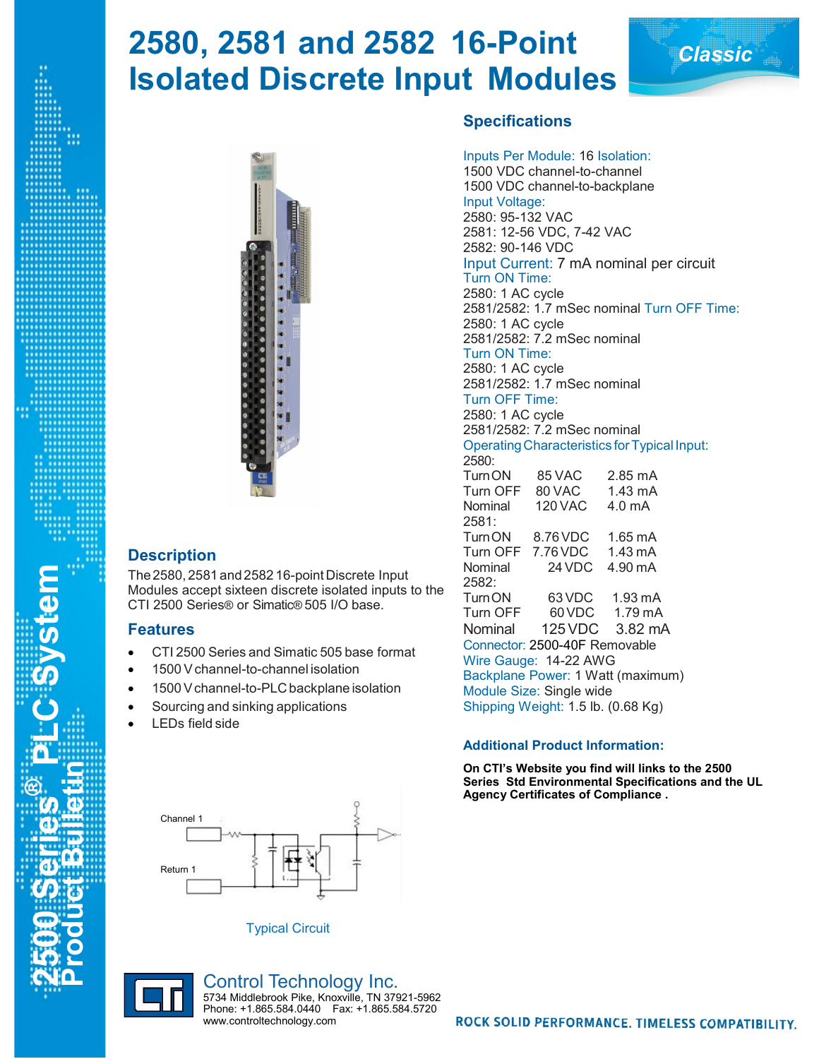# 2580, 2581 and 2582 16-Point Isolated Discrete Input Modules

Classic

## Description

The 2580, 2581 and 2582 16-point Discrete Input Modules accept sixteen discrete isolated inputs to the CTI 2500 Series® or Simatic® 505 I/O base.

## Features

- CTI 2500 Series and Simatic 505 base format
- 1500 V channel-to-channel isolation
- 1500 V channel-to-PLC backplane isolation
- Sourcing and sinking applications
- LEDs field side

Channel 1

Return 1

Typical Circuit

## Specifications

Inputs Per Module: 16 Isolation:
1500 VDC channel-to-channel
1500 VDC channel-to-backplane

Input Voltage:
2580: 95-132 VAC
2581: 12-56 VDC, 7-42 VAC
2582: 90-146 VDC

Input Current: 7 mA nominal per circuit

Turn ON Time:
2580: 1 AC cycle
2581/2582: 1.7 mSec nominal Turn OFF Time:
2580: 1 AC cycle
2581/2582: 7.2 mSec nominal

Turn ON Time:
2580: 1 AC cycle
2581/2582: 1.7 mSec nominal

Turn OFF Time:
2580: 1 AC cycle
2581/2582: 7.2 mSec nominal

Operating Characteristics for Typical Input:

| | | |
|---|---|---|
| 2580: | | |
| Turn ON | 85 VAC | 2.85 mA |
| Turn OFF | 80 VAC | 1.43 mA |
| Nominal | 120 VAC | 4.0 mA |
| 2581: | | |
| Turn ON | 8.76 VDC | 1.65 mA |
| Turn OFF | 7.76 VDC | 1.43 mA |
| Nominal | 24 VDC | 4.90 mA |
| 2582: | | |
| Turn ON | 63 VDC | 1.93 mA |
| Turn OFF | 60 VDC | 1.79 mA |
| Nominal | 125 VDC | 3.82 mA |

Connector: 2500-40F Removable
Wire Gauge: 14-22 AWG
Backplane Power: 1 Watt (maximum)
Module Size: Single wide
Shipping Weight: 1.5 lb. (0.68 Kg)

### Additional Product Information:

**On CTI's Website you find will links to the 2500 Series Std Environmental Specifications and the UL Agency Certificates of Compliance .**

Control Technology Inc.
5734 Middlebrook Pike, Knoxville, TN 37921-5962
Phone: +1.865.584.0440 Fax: +1.865.584.5720
www.controltechnology.com

ROCK SOLID PERFORMANCE. TIMELESS COMPATIBILITY.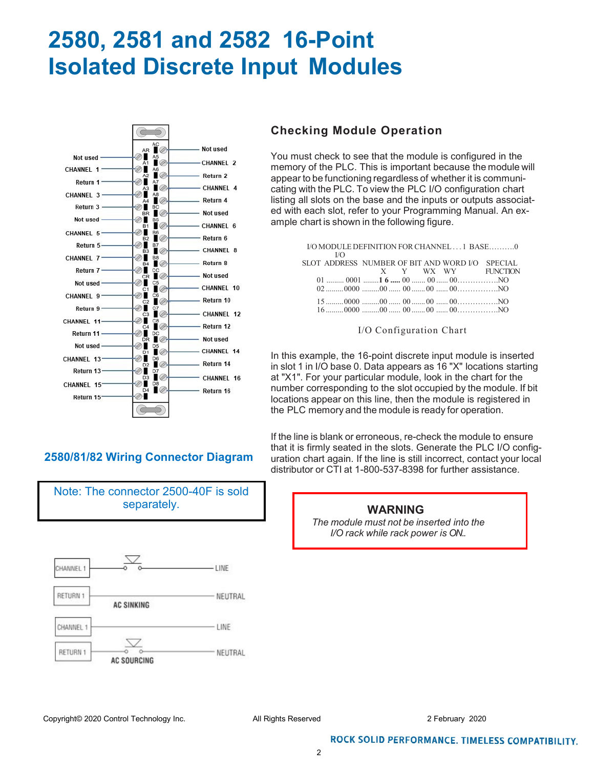# 2580, 2581 and 2582 16-Point Isolated Discrete Input Modules

Not used
CHANNEL 1
Return 1
CHANNEL 3
Return 3
Not used
CHANNEL 5
Return 5
CHANNEL 7
Return 7
Not used
CHANNEL 9
Return 9
CHANNEL 11
Return 11
Not used
CHANNEL 13
Return 13
CHANNEL 15
Return 15

AC AR A1 A5 A2 A6 A3 A7 A4 A8 BC BR B5 B1 B6 B2 B7 B3 B8 B4 CC CR C5 C1 C6 C2 C7 C3 C8 C4 DC DR D5 D1 D6 D2 D7 D3 D8 D4

Not used
CHANNEL 2
Return 2
CHANNEL 4
Return 4
Not used
CHANNEL 6
Return 6
CHANNEL 8
Return 8
Not used
CHANNEL 10
Return 10
CHANNEL 12
Return 12
Not used
CHANNEL 14
Return 14
CHANNEL 16
Return 16

### 2580/81/82 Wiring Connector Diagram

Note: The connector 2500-40F is sold separately.

CHANNEL 1 — LINE
RETURN 1 — NEUTRAL
AC SINKING

CHANNEL 1 — LINE
RETURN 1 — NEUTRAL
AC SOURCING

## Checking Module Operation

You must check to see that the module is configured in the memory of the PLC. This is important because the module will appear to be functioning regardless of whether it is communicating with the PLC. To view the PLC I/O configuration chart listing all slots on the base and the inputs or outputs associated with each slot, refer to your Programming Manual. An example chart is shown in the following figure.

I/O MODULE DEFINITION FOR CHANNEL . . . 1 BASE..........0

| SLOT | I/O ADDRESS | NUMBER OF BIT AND WORD I/O X | Y | WX | WY | SPECIAL FUNCTION |
|---|---|---|---|---|---|---|
| 01 | 0001 | 16 | 00 | 00 | 00 | NO |
| 02 | 0000 | 00 | 00 | 00 | 00 | NO |
| 15 | 0000 | 00 | 00 | 00 | 00 | NO |
| 16 | 0000 | 00 | 00 | 00 | 00 | NO |

I/O Configuration Chart

In this example, the 16-point discrete input module is inserted in slot 1 in I/O base 0. Data appears as 16 "X" locations starting at "X1". For your particular module, look in the chart for the number corresponding to the slot occupied by the module. If bit locations appear on this line, then the module is registered in the PLC memory and the module is ready for operation.

If the line is blank or erroneous, re-check the module to ensure that it is firmly seated in the slots. Generate the PLC I/O configuration chart again. If the line is still incorrect, contact your local distributor or CTI at 1-800-537-8398 for further assistance.

**WARNING**

*The module must not be inserted into the I/O rack while rack power is ON..*

Copyright© 2020 Control Technology Inc. All Rights Reserved 2 February 2020

ROCK SOLID PERFORMANCE. TIMELESS COMPATIBILITY.